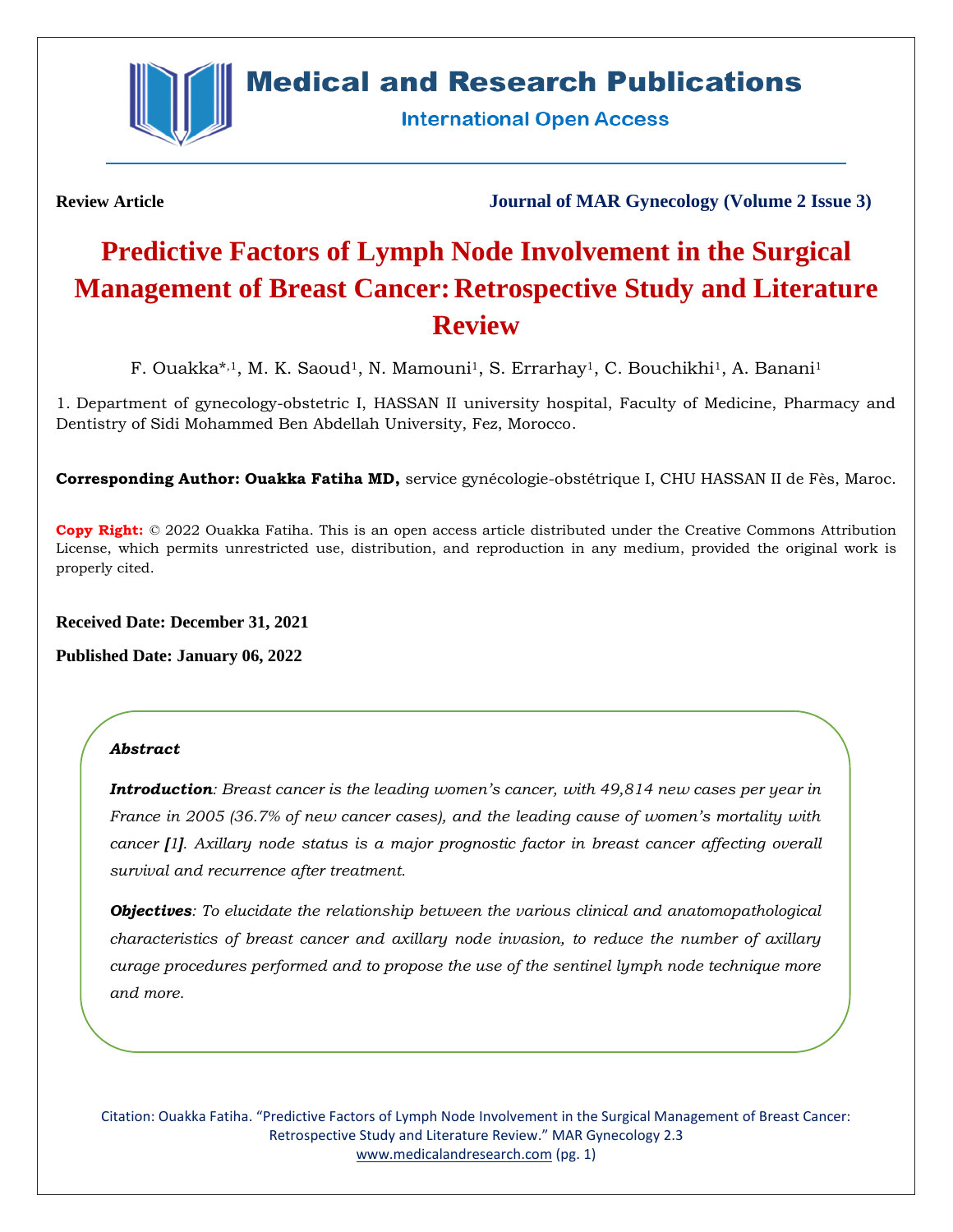**Review Article**

**Journal of MAR Gynecology (Volume 2 Issue 3)**

# Predictive Factors of Lymph Node Involvement in the Surgical Management of Breast Cancer: Retrospective Study and Literature Review

F. Ouakka*[,1], M. K. Saoud[1], N. Mamouni[1], S. Errarhay[1], C. Bouchikhi[1], A. Banani[1]

1. Department of gynecology-obstetric I, HASSAN II university hospital, Faculty of Medicine, Pharmacy and Dentistry of Sidi Mohammed Ben Abdellah University, Fez, Morocco.

**Corresponding Author: Ouakka Fatiha MD,** service gynécologie-obstétrique I, CHU HASSAN II de Fès, Maroc.

**Copy Right:** © 2022 Ouakka Fatiha. This is an open access article distributed under the Creative Commons Attribution License, which permits unrestricted use, distribution, and reproduction in any medium, provided the original work is properly cited.

**Received Date: December 31, 2021**

**Published Date: January 06, 2022**

***Abstract***

***Introduction****: Breast cancer is the leading women's cancer, with 49,814 new cases per year in France in 2005 (36.7% of new cancer cases), and the leading cause of women's mortality with cancer* ***[1]****. Axillary node status is a major prognostic factor in breast cancer affecting overall survival and recurrence after treatment.*

***Objectives****: To elucidate the relationship between the various clinical and anatomopathological characteristics of breast cancer and axillary node invasion, to reduce the number of axillary curage procedures performed and to propose the use of the sentinel lymph node technique more and more.*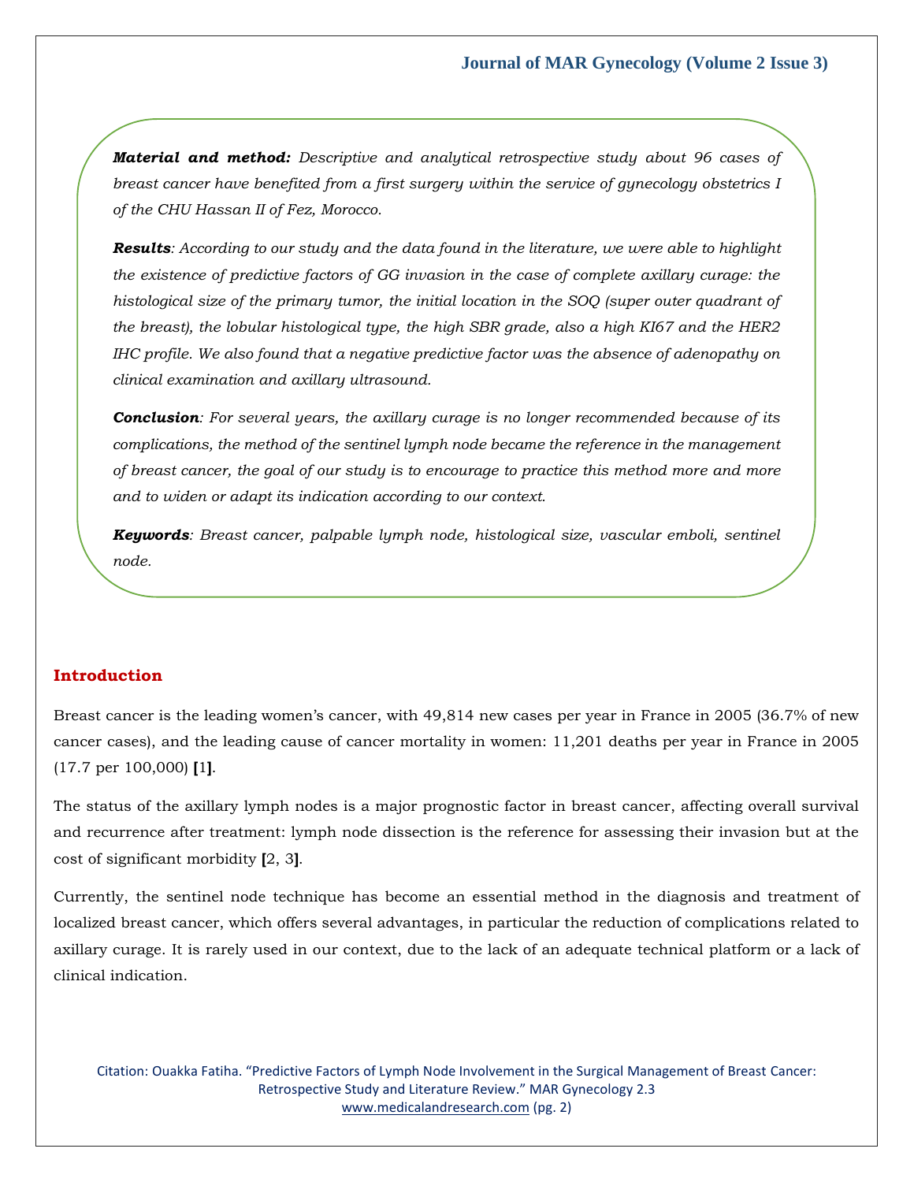***Material and method:*** *Descriptive and analytical retrospective study about 96 cases of breast cancer have benefited from a first surgery within the service of gynecology obstetrics I of the CHU Hassan II of Fez, Morocco.*

***Results****: According to our study and the data found in the literature, we were able to highlight the existence of predictive factors of GG invasion in the case of complete axillary curage: the histological size of the primary tumor, the initial location in the SOQ (super outer quadrant of the breast), the lobular histological type, the high SBR grade, also a high KI67 and the HER2 IHC profile. We also found that a negative predictive factor was the absence of adenopathy on clinical examination and axillary ultrasound.*

***Conclusion****: For several years, the axillary curage is no longer recommended because of its complications, the method of the sentinel lymph node became the reference in the management of breast cancer, the goal of our study is to encourage to practice this method more and more and to widen or adapt its indication according to our context.*

***Keywords****: Breast cancer, palpable lymph node, histological size, vascular emboli, sentinel node.*

## Introduction

Breast cancer is the leading women's cancer, with 49,814 new cases per year in France in 2005 (36.7% of new cancer cases), and the leading cause of cancer mortality in women: 11,201 deaths per year in France in 2005 (17.7 per 100,000) **[**1**]**.

The status of the axillary lymph nodes is a major prognostic factor in breast cancer, affecting overall survival and recurrence after treatment: lymph node dissection is the reference for assessing their invasion but at the cost of significant morbidity **[**2, 3**]**.

Currently, the sentinel node technique has become an essential method in the diagnosis and treatment of localized breast cancer, which offers several advantages, in particular the reduction of complications related to axillary curage. It is rarely used in our context, due to the lack of an adequate technical platform or a lack of clinical indication.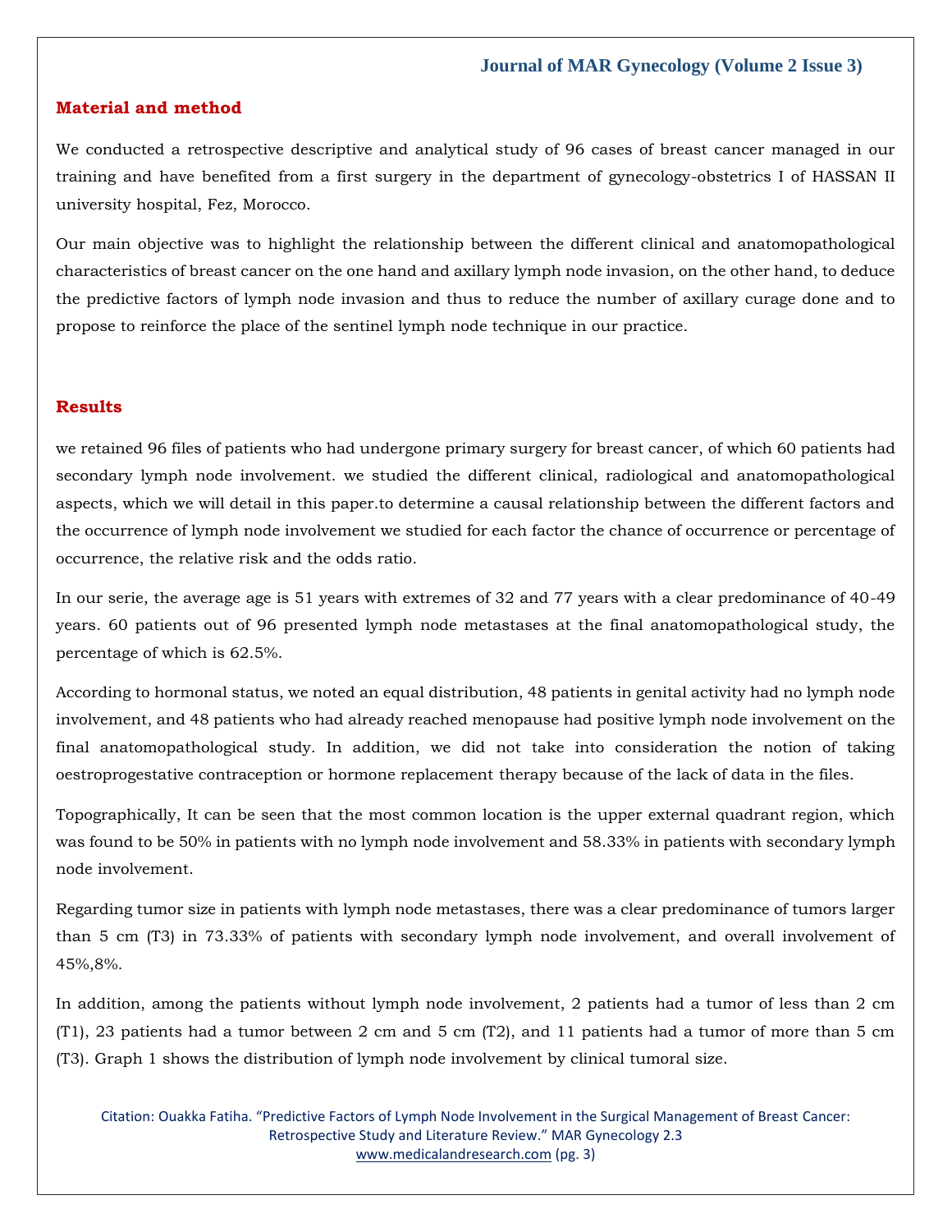## Material and method

We conducted a retrospective descriptive and analytical study of 96 cases of breast cancer managed in our training and have benefited from a first surgery in the department of gynecology-obstetrics I of HASSAN II university hospital, Fez, Morocco.

Our main objective was to highlight the relationship between the different clinical and anatomopathological characteristics of breast cancer on the one hand and axillary lymph node invasion, on the other hand, to deduce the predictive factors of lymph node invasion and thus to reduce the number of axillary curage done and to propose to reinforce the place of the sentinel lymph node technique in our practice.

## Results

we retained 96 files of patients who had undergone primary surgery for breast cancer, of which 60 patients had secondary lymph node involvement. we studied the different clinical, radiological and anatomopathological aspects, which we will detail in this paper.to determine a causal relationship between the different factors and the occurrence of lymph node involvement we studied for each factor the chance of occurrence or percentage of occurrence, the relative risk and the odds ratio.

In our serie, the average age is 51 years with extremes of 32 and 77 years with a clear predominance of 40-49 years. 60 patients out of 96 presented lymph node metastases at the final anatomopathological study, the percentage of which is 62.5%.

According to hormonal status, we noted an equal distribution, 48 patients in genital activity had no lymph node involvement, and 48 patients who had already reached menopause had positive lymph node involvement on the final anatomopathological study. In addition, we did not take into consideration the notion of taking oestroprogestative contraception or hormone replacement therapy because of the lack of data in the files.

Topographically, It can be seen that the most common location is the upper external quadrant region, which was found to be 50% in patients with no lymph node involvement and 58.33% in patients with secondary lymph node involvement.

Regarding tumor size in patients with lymph node metastases, there was a clear predominance of tumors larger than 5 cm (T3) in 73.33% of patients with secondary lymph node involvement, and overall involvement of 45%,8%.

In addition, among the patients without lymph node involvement, 2 patients had a tumor of less than 2 cm (T1), 23 patients had a tumor between 2 cm and 5 cm (T2), and 11 patients had a tumor of more than 5 cm (T3). Graph 1 shows the distribution of lymph node involvement by clinical tumoral size.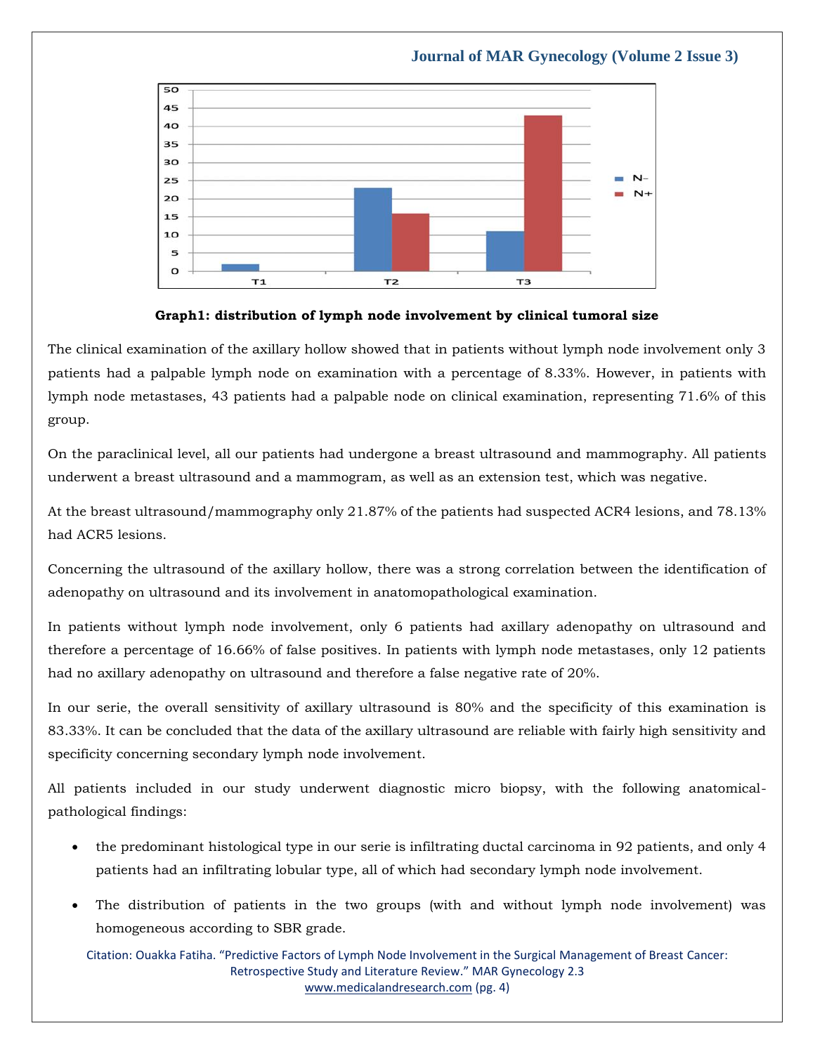**Graph1: distribution of lymph node involvement by clinical tumoral size**

The clinical examination of the axillary hollow showed that in patients without lymph node involvement only 3 patients had a palpable lymph node on examination with a percentage of 8.33%. However, in patients with lymph node metastases, 43 patients had a palpable node on clinical examination, representing 71.6% of this group.

On the paraclinical level, all our patients had undergone a breast ultrasound and mammography. All patients underwent a breast ultrasound and a mammogram, as well as an extension test, which was negative.

At the breast ultrasound/mammography only 21.87% of the patients had suspected ACR4 lesions, and 78.13% had ACR5 lesions.

Concerning the ultrasound of the axillary hollow, there was a strong correlation between the identification of adenopathy on ultrasound and its involvement in anatomopathological examination.

In patients without lymph node involvement, only 6 patients had axillary adenopathy on ultrasound and therefore a percentage of 16.66% of false positives. In patients with lymph node metastases, only 12 patients had no axillary adenopathy on ultrasound and therefore a false negative rate of 20%.

In our serie, the overall sensitivity of axillary ultrasound is 80% and the specificity of this examination is 83.33%. It can be concluded that the data of the axillary ultrasound are reliable with fairly high sensitivity and specificity concerning secondary lymph node involvement.

All patients included in our study underwent diagnostic micro biopsy, with the following anatomical-pathological findings:

- the predominant histological type in our serie is infiltrating ductal carcinoma in 92 patients, and only 4 patients had an infiltrating lobular type, all of which had secondary lymph node involvement.
- The distribution of patients in the two groups (with and without lymph node involvement) was homogeneous according to SBR grade.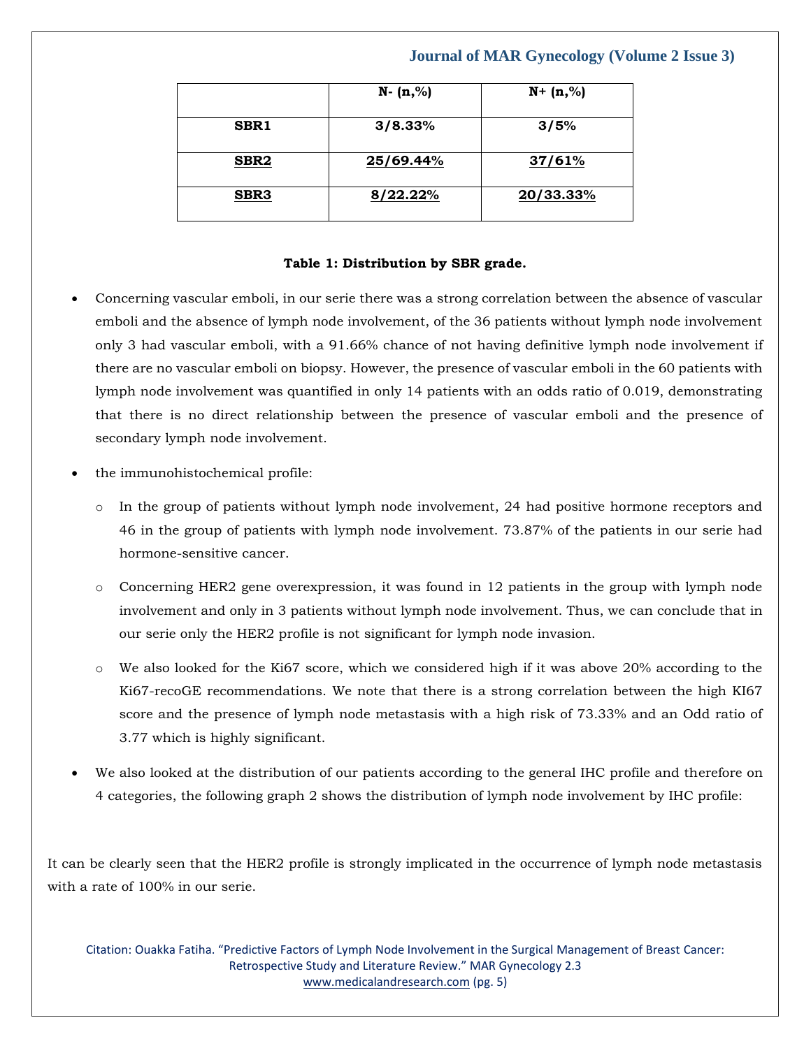| | N- (n,%) | N+ (n,%) |
|---|---|---|
| SBR1 | 3/8.33% | 3/5% |
| SBR2 | 25/69.44% | 37/61% |
| SBR3 | 8/22.22% | 20/33.33% |

**Table 1: Distribution by SBR grade.**

- Concerning vascular emboli, in our serie there was a strong correlation between the absence of vascular emboli and the absence of lymph node involvement, of the 36 patients without lymph node involvement only 3 had vascular emboli, with a 91.66% chance of not having definitive lymph node involvement if there are no vascular emboli on biopsy. However, the presence of vascular emboli in the 60 patients with lymph node involvement was quantified in only 14 patients with an odds ratio of 0.019, demonstrating that there is no direct relationship between the presence of vascular emboli and the presence of secondary lymph node involvement.
- the immunohistochemical profile:
  - In the group of patients without lymph node involvement, 24 had positive hormone receptors and 46 in the group of patients with lymph node involvement. 73.87% of the patients in our serie had hormone-sensitive cancer.
  - Concerning HER2 gene overexpression, it was found in 12 patients in the group with lymph node involvement and only in 3 patients without lymph node involvement. Thus, we can conclude that in our serie only the HER2 profile is not significant for lymph node invasion.
  - We also looked for the Ki67 score, which we considered high if it was above 20% according to the Ki67-recoGE recommendations. We note that there is a strong correlation between the high KI67 score and the presence of lymph node metastasis with a high risk of 73.33% and an Odd ratio of 3.77 which is highly significant.
- We also looked at the distribution of our patients according to the general IHC profile and therefore on 4 categories, the following graph 2 shows the distribution of lymph node involvement by IHC profile:

It can be clearly seen that the HER2 profile is strongly implicated in the occurrence of lymph node metastasis with a rate of 100% in our serie.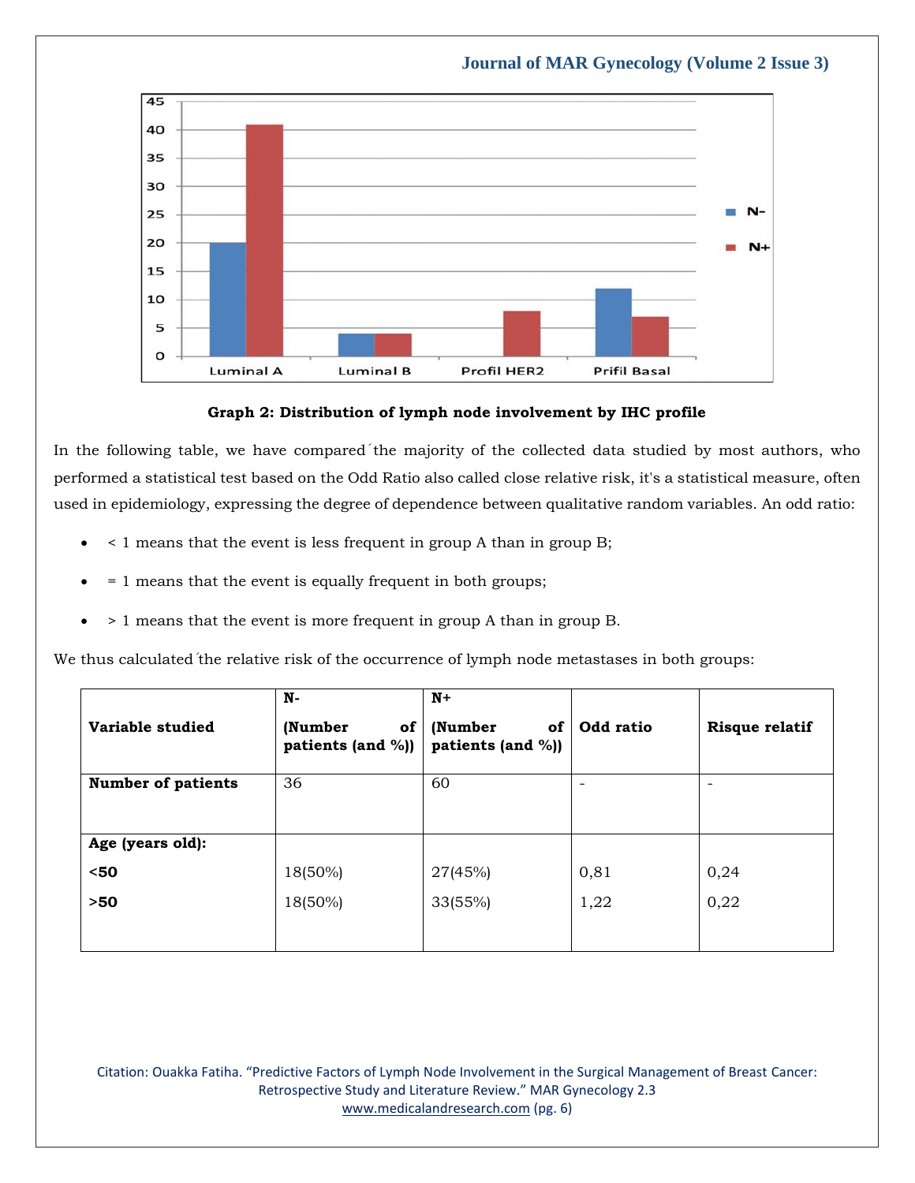**Graph 2: Distribution of lymph node involvement by IHC profile**

In the following table, we have compared´the majority of the collected data studied by most authors, who performed a statistical test based on the Odd Ratio also called close relative risk, it's a statistical measure, often used in epidemiology, expressing the degree of dependence between qualitative random variables. An odd ratio:

- < 1 means that the event is less frequent in group A than in group B;
- = 1 means that the event is equally frequent in both groups;
- > 1 means that the event is more frequent in group A than in group B.

We thus calculated´the relative risk of the occurrence of lymph node metastases in both groups:

| Variable studied | N- (Number of patients (and %)) | N+ (Number of patients (and %)) | Odd ratio | Risque relatif |
|---|---|---|---|---|
| **Number of patients** | 36 | 60 | - | - |
| **Age (years old):** | | | | |
| **<50** | 18(50%) | 27(45%) | 0,81 | 0,24 |
| **>50** | 18(50%) | 33(55%) | 1,22 | 0,22 |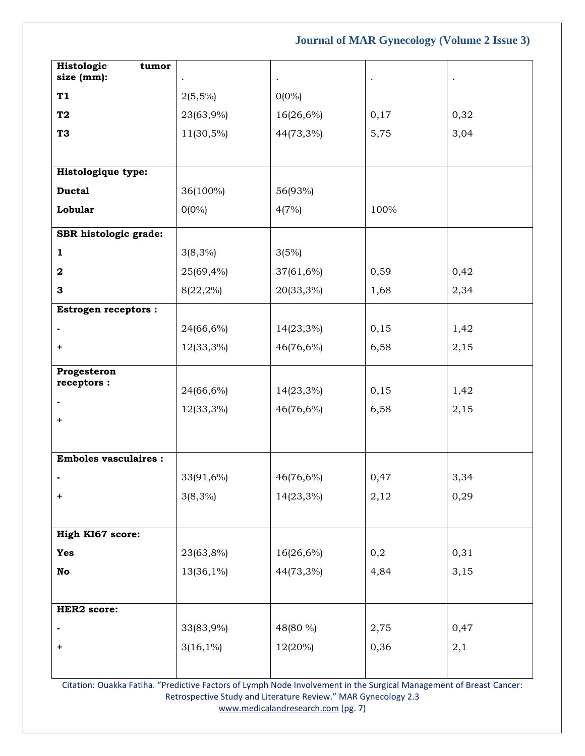| | | | | |
|---|---|---|---|---|
| **Histologic tumor size (mm):** | . | . | . | . |
| **T1** | 2(5,5%) | 0(0%) | | |
| **T2** | 23(63,9%) | 16(26,6%) | 0,17 | 0,32 |
| **T3** | 11(30,5%) | 44(73,3%) | 5,75 | 3,04 |
| **Histologique type:** | | | | |
| **Ductal** | 36(100%) | 56(93%) | | |
| **Lobular** | 0(0%) | 4(7%) | 100% | |
| **SBR histologic grade:** | | | | |
| **1** | 3(8,3%) | 3(5%) | | |
| **2** | 25(69,4%) | 37(61,6%) | 0,59 | 0,42 |
| **3** | 8(22,2%) | 20(33,3%) | 1,68 | 2,34 |
| **Estrogen receptors :** | | | | |
| **-** | 24(66,6%) | 14(23,3%) | 0,15 | 1,42 |
| **+** | 12(33,3%) | 46(76,6%) | 6,58 | 2,15 |
| **Progesteron receptors :** | | | | |
| **-** | 24(66,6%) | 14(23,3%) | 0,15 | 1,42 |
| **+** | 12(33,3%) | 46(76,6%) | 6,58 | 2,15 |
| **Emboles vasculaires :** | | | | |
| **-** | 33(91,6%) | 46(76,6%) | 0,47 | 3,34 |
| **+** | 3(8,3%) | 14(23,3%) | 2,12 | 0,29 |
| **High KI67 score:** | | | | |
| **Yes** | 23(63,8%) | 16(26,6%) | 0,2 | 0,31 |
| **No** | 13(36,1%) | 44(73,3%) | 4,84 | 3,15 |
| **HER2 score:** | | | | |
| **-** | 33(83,9%) | 48(80 %) | 2,75 | 0,47 |
| **+** | 3(16,1%) | 12(20%) | 0,36 | 2,1 |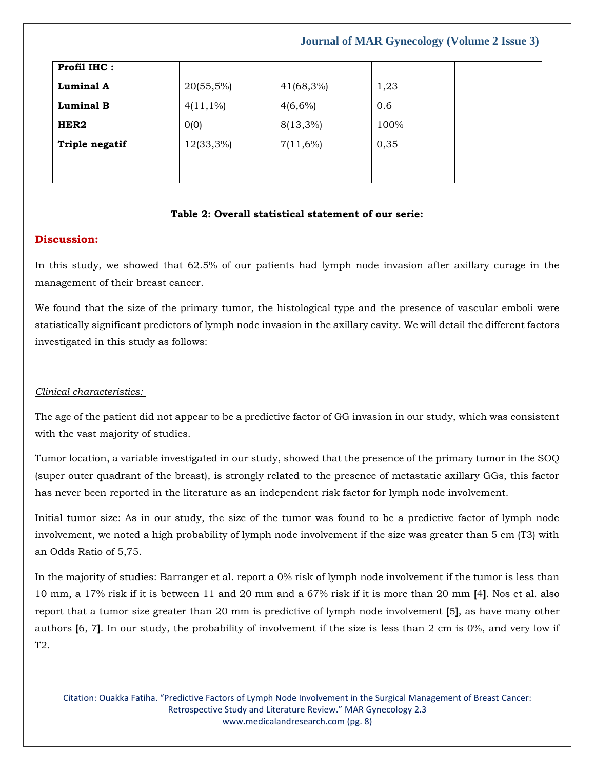| Profil IHC : | | | | |
|---|---|---|---|---|
| **Luminal A** | 20(55,5%) | 41(68,3%) | 1,23 | |
| **Luminal B** | 4(11,1%) | 4(6,6%) | 0.6 | |
| **HER2** | 0(0) | 8(13,3%) | 100% | |
| **Triple negatif** | 12(33,3%) | 7(11,6%) | 0,35 | |
| | | | | |

**Table 2: Overall statistical statement of our serie:**

## Discussion:

In this study, we showed that 62.5% of our patients had lymph node invasion after axillary curage in the management of their breast cancer.

We found that the size of the primary tumor, the histological type and the presence of vascular emboli were statistically significant predictors of lymph node invasion in the axillary cavity. We will detail the different factors investigated in this study as follows:

*Clinical characteristics:*

The age of the patient did not appear to be a predictive factor of GG invasion in our study, which was consistent with the vast majority of studies.

Tumor location, a variable investigated in our study, showed that the presence of the primary tumor in the SOQ (super outer quadrant of the breast), is strongly related to the presence of metastatic axillary GGs, this factor has never been reported in the literature as an independent risk factor for lymph node involvement.

Initial tumor size: As in our study, the size of the tumor was found to be a predictive factor of lymph node involvement, we noted a high probability of lymph node involvement if the size was greater than 5 cm (T3) with an Odds Ratio of 5,75.

In the majority of studies: Barranger et al. report a 0% risk of lymph node involvement if the tumor is less than 10 mm, a 17% risk if it is between 11 and 20 mm and a 67% risk if it is more than 20 mm [4]. Nos et al. also report that a tumor size greater than 20 mm is predictive of lymph node involvement [5], as have many other authors [6, 7]. In our study, the probability of involvement if the size is less than 2 cm is 0%, and very low if T2.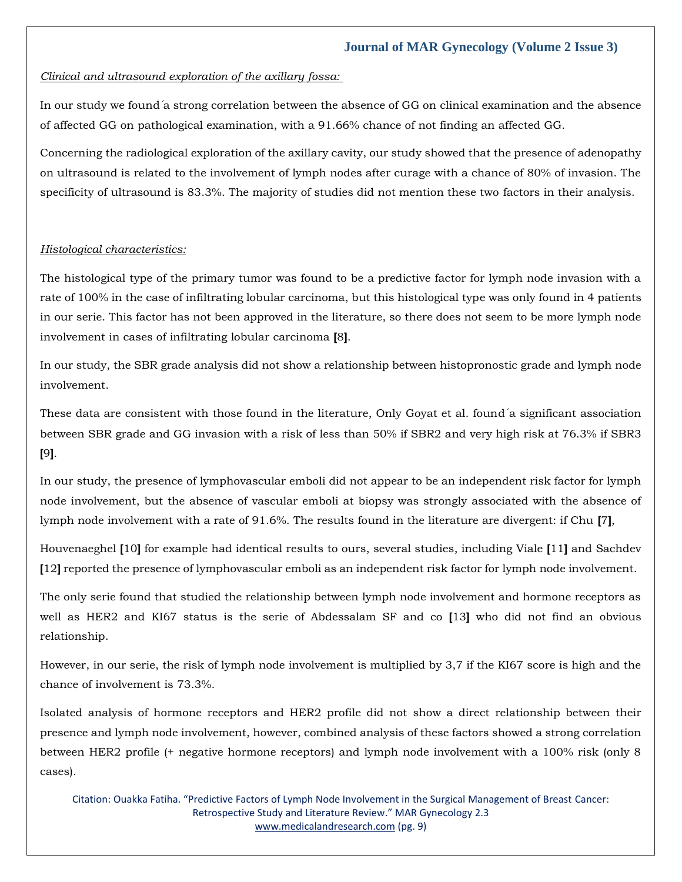*Clinical and ultrasound exploration of the axillary fossa:*

In our study we found a strong correlation between the absence of GG on clinical examination and the absence of affected GG on pathological examination, with a 91.66% chance of not finding an affected GG.

Concerning the radiological exploration of the axillary cavity, our study showed that the presence of adenopathy on ultrasound is related to the involvement of lymph nodes after curage with a chance of 80% of invasion. The specificity of ultrasound is 83.3%. The majority of studies did not mention these two factors in their analysis.

*Histological characteristics:*

The histological type of the primary tumor was found to be a predictive factor for lymph node invasion with a rate of 100% in the case of infiltrating lobular carcinoma, but this histological type was only found in 4 patients in our serie. This factor has not been approved in the literature, so there does not seem to be more lymph node involvement in cases of infiltrating lobular carcinoma [8].

In our study, the SBR grade analysis did not show a relationship between histopronostic grade and lymph node involvement.

These data are consistent with those found in the literature, Only Goyat et al. found a significant association between SBR grade and GG invasion with a risk of less than 50% if SBR2 and very high risk at 76.3% if SBR3 [9].

In our study, the presence of lymphovascular emboli did not appear to be an independent risk factor for lymph node involvement, but the absence of vascular emboli at biopsy was strongly associated with the absence of lymph node involvement with a rate of 91.6%. The results found in the literature are divergent: if Chu [7], Houvenaeghel [10] for example had identical results to ours, several studies, including Viale [11] and Sachdev [12] reported the presence of lymphovascular emboli as an independent risk factor for lymph node involvement.

The only serie found that studied the relationship between lymph node involvement and hormone receptors as well as HER2 and KI67 status is the serie of Abdessalam SF and co [13] who did not find an obvious relationship.

However, in our serie, the risk of lymph node involvement is multiplied by 3,7 if the KI67 score is high and the chance of involvement is 73.3%.

Isolated analysis of hormone receptors and HER2 profile did not show a direct relationship between their presence and lymph node involvement, however, combined analysis of these factors showed a strong correlation between HER2 profile (+ negative hormone receptors) and lymph node involvement with a 100% risk (only 8 cases).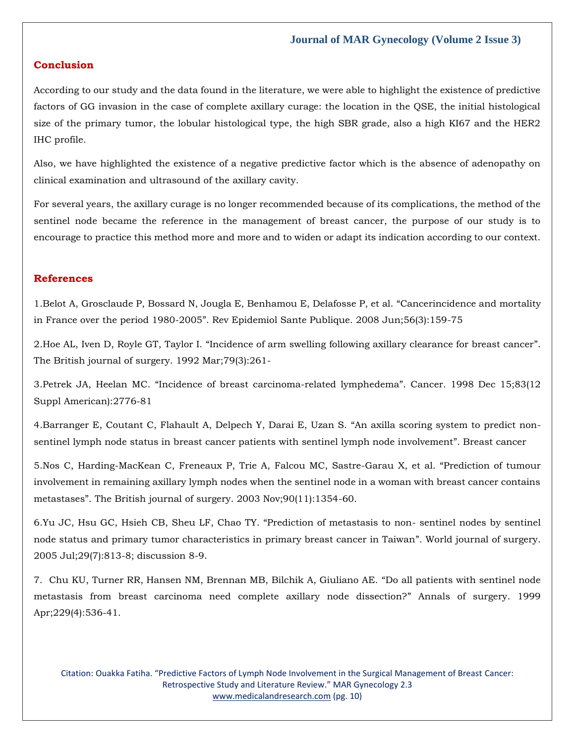## Conclusion

According to our study and the data found in the literature, we were able to highlight the existence of predictive factors of GG invasion in the case of complete axillary curage: the location in the QSE, the initial histological size of the primary tumor, the lobular histological type, the high SBR grade, also a high KI67 and the HER2 IHC profile.

Also, we have highlighted the existence of a negative predictive factor which is the absence of adenopathy on clinical examination and ultrasound of the axillary cavity.

For several years, the axillary curage is no longer recommended because of its complications, the method of the sentinel node became the reference in the management of breast cancer, the purpose of our study is to encourage to practice this method more and more and to widen or adapt its indication according to our context.

## References

1.Belot A, Grosclaude P, Bossard N, Jougla E, Benhamou E, Delafosse P, et al. “Cancerincidence and mortality in France over the period 1980-2005”. Rev Epidemiol Sante Publique. 2008 Jun;56(3):159-75

2.Hoe AL, Iven D, Royle GT, Taylor I. “Incidence of arm swelling following axillary clearance for breast cancer”. The British journal of surgery. 1992 Mar;79(3):261-

3.Petrek JA, Heelan MC. “Incidence of breast carcinoma-related lymphedema”. Cancer. 1998 Dec 15;83(12 Suppl American):2776-81

4.Barranger E, Coutant C, Flahault A, Delpech Y, Darai E, Uzan S. “An axilla scoring system to predict non-sentinel lymph node status in breast cancer patients with sentinel lymph node involvement”. Breast cancer

5.Nos C, Harding-MacKean C, Freneaux P, Trie A, Falcou MC, Sastre-Garau X, et al. “Prediction of tumour involvement in remaining axillary lymph nodes when the sentinel node in a woman with breast cancer contains metastases”. The British journal of surgery. 2003 Nov;90(11):1354-60.

6.Yu JC, Hsu GC, Hsieh CB, Sheu LF, Chao TY. “Prediction of metastasis to non- sentinel nodes by sentinel node status and primary tumor characteristics in primary breast cancer in Taiwan”. World journal of surgery. 2005 Jul;29(7):813-8; discussion 8-9.

7. Chu KU, Turner RR, Hansen NM, Brennan MB, Bilchik A, Giuliano AE. “Do all patients with sentinel node metastasis from breast carcinoma need complete axillary node dissection?” Annals of surgery. 1999 Apr;229(4):536-41.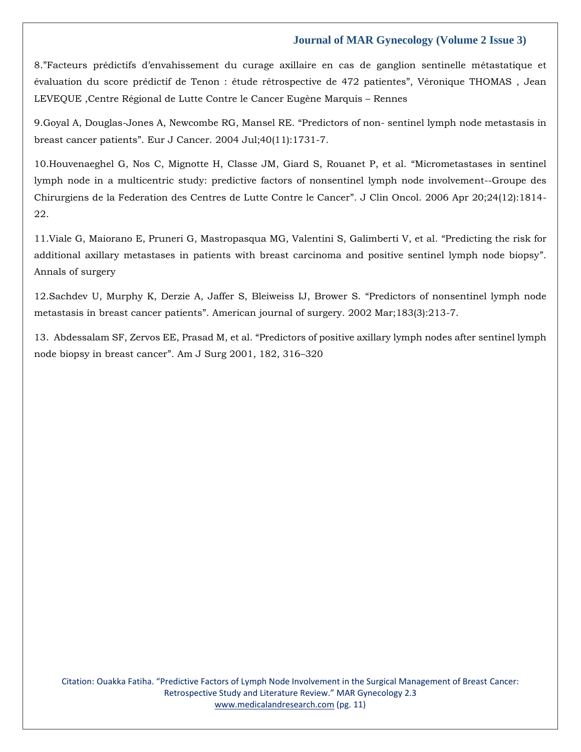8.”Facteurs prédictifs d’envahissement du curage axillaire en cas de ganglion sentinelle métastatique et évaluation du score prédictif de Tenon : étude rétrospective de 472 patientes”, Véronique THOMAS , Jean LEVEQUE ,Centre Régional de Lutte Contre le Cancer Eugène Marquis – Rennes

9.Goyal A, Douglas-Jones A, Newcombe RG, Mansel RE. “Predictors of non- sentinel lymph node metastasis in breast cancer patients”. Eur J Cancer. 2004 Jul;40(11):1731-7.

10.Houvenaeghel G, Nos C, Mignotte H, Classe JM, Giard S, Rouanet P, et al. “Micrometastases in sentinel lymph node in a multicentric study: predictive factors of nonsentinel lymph node involvement--Groupe des Chirurgiens de la Federation des Centres de Lutte Contre le Cancer”. J Clin Oncol. 2006 Apr 20;24(12):1814-22.

11.Viale G, Maiorano E, Pruneri G, Mastropasqua MG, Valentini S, Galimberti V, et al. “Predicting the risk for additional axillary metastases in patients with breast carcinoma and positive sentinel lymph node biopsy”. Annals of surgery

12.Sachdev U, Murphy K, Derzie A, Jaffer S, Bleiweiss IJ, Brower S. “Predictors of nonsentinel lymph node metastasis in breast cancer patients”. American journal of surgery. 2002 Mar;183(3):213-7.

13. Abdessalam SF, Zervos EE, Prasad M, et al. “Predictors of positive axillary lymph nodes after sentinel lymph node biopsy in breast cancer”. Am J Surg 2001, 182, 316–320